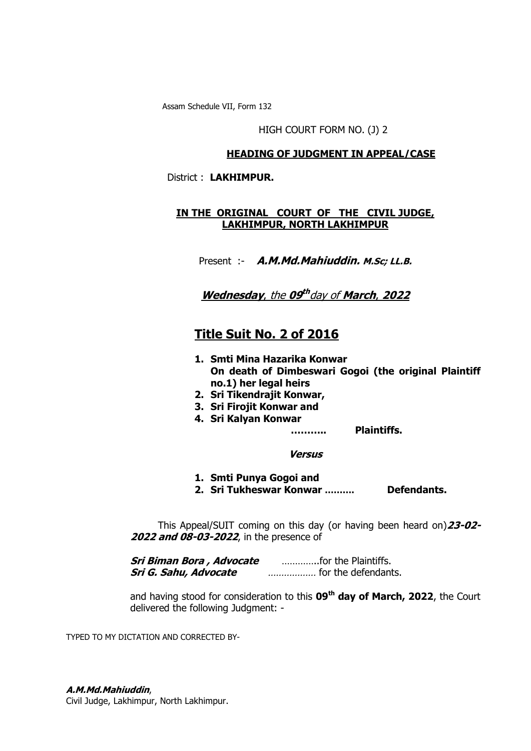Assam Schedule VII, Form 132

HIGH COURT FORM NO. (J) 2

**HEADING OF JUDGMENT IN APPEAL/CASE**

District : **LAKHIMPUR.**

**IN THE ORIGINAL COURT OF THE CIVIL JUDGE, LAKHIMPUR, NORTH LAKHIMPUR**

Present :- ***A.M.Md.Mahiuddin. M.Sc; LL.B.***

***Wednesday**, the **09th** day of **March**, **2022***

# Title Suit No. 2 of 2016

1. **Smti Mina Hazarika Konwar**
   **On death of Dimbeswari Gogoi (the original Plaintiff no.1) her legal heirs**
2. **Sri Tikendrajit Konwar,**
3. **Sri Firojit Konwar and**
4. **Sri Kalyan Konwar**

**……….. Plaintiffs.**

***Versus***

1. **Smti Punya Gogoi and**
2. **Sri Tukheswar Konwar ……… Defendants.**

This Appeal/SUIT coming on this day (or having been heard on) ***23-02-2022 and 08-03-2022***, in the presence of

***Sri Biman Bora , Advocate*** ………….for the Plaintiffs.
***Sri G. Sahu, Advocate*** *………………* for the defendants.

and having stood for consideration to this **09th day of March, 2022**, the Court delivered the following Judgment: -

TYPED TO MY DICTATION AND CORRECTED BY-

***A.M.Md.Mahiuddin***,
Civil Judge, Lakhimpur, North Lakhimpur.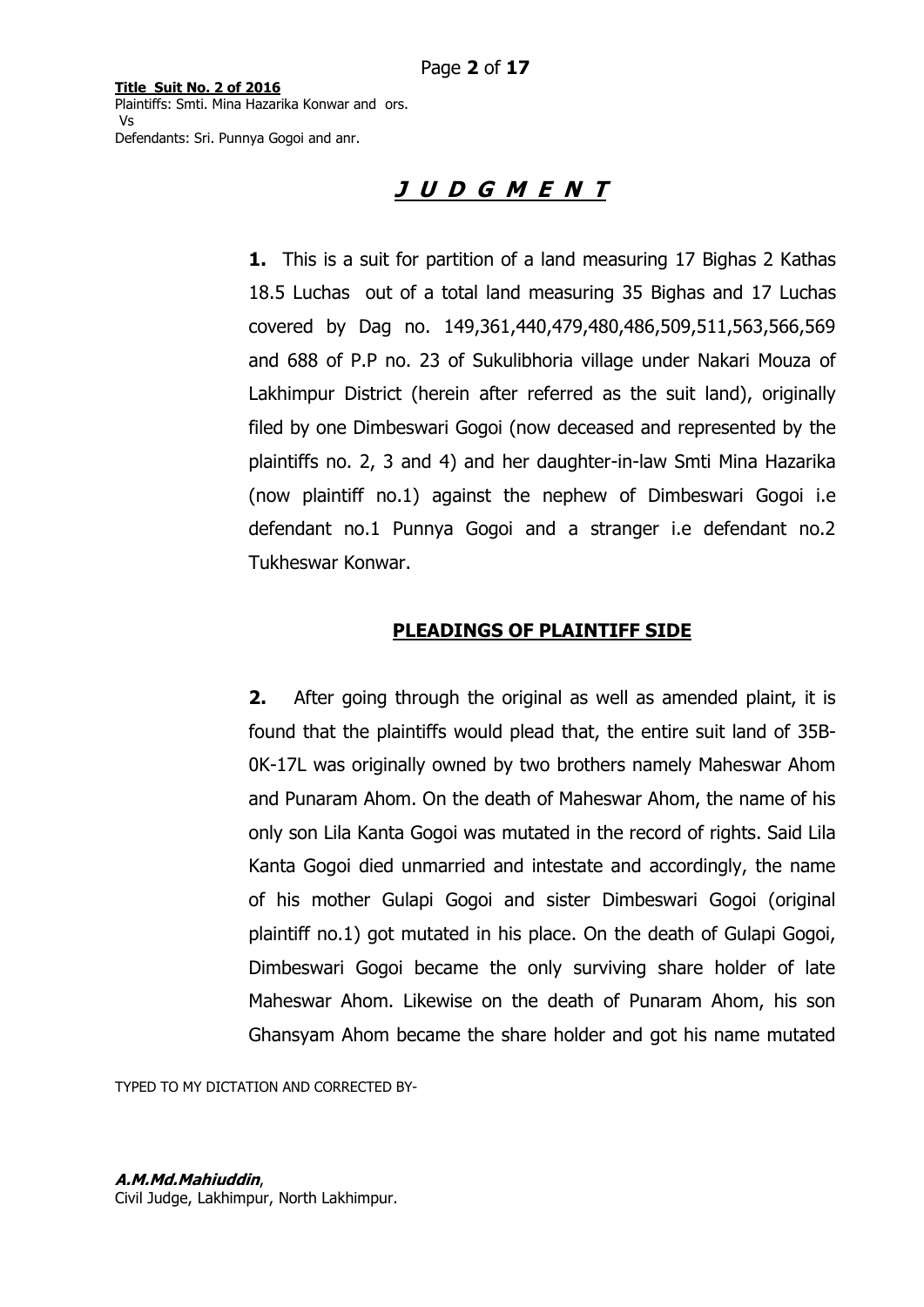# J U D G M E N T

**1.** This is a suit for partition of a land measuring 17 Bighas 2 Kathas 18.5 Luchas out of a total land measuring 35 Bighas and 17 Luchas covered by Dag no. 149,361,440,479,480,486,509,511,563,566,569 and 688 of P.P no. 23 of Sukulibhoria village under Nakari Mouza of Lakhimpur District (herein after referred as the suit land), originally filed by one Dimbeswari Gogoi (now deceased and represented by the plaintiffs no. 2, 3 and 4) and her daughter-in-law Smti Mina Hazarika (now plaintiff no.1) against the nephew of Dimbeswari Gogoi i.e defendant no.1 Punnya Gogoi and a stranger i.e defendant no.2 Tukheswar Konwar.

## PLEADINGS OF PLAINTIFF SIDE

**2.** After going through the original as well as amended plaint, it is found that the plaintiffs would plead that, the entire suit land of 35B-0K-17L was originally owned by two brothers namely Maheswar Ahom and Punaram Ahom. On the death of Maheswar Ahom, the name of his only son Lila Kanta Gogoi was mutated in the record of rights. Said Lila Kanta Gogoi died unmarried and intestate and accordingly, the name of his mother Gulapi Gogoi and sister Dimbeswari Gogoi (original plaintiff no.1) got mutated in his place. On the death of Gulapi Gogoi, Dimbeswari Gogoi became the only surviving share holder of late Maheswar Ahom. Likewise on the death of Punaram Ahom, his son Ghansyam Ahom became the share holder and got his name mutated

TYPED TO MY DICTATION AND CORRECTED BY-

***A.M.Md.Mahiuddin***,
Civil Judge, Lakhimpur, North Lakhimpur.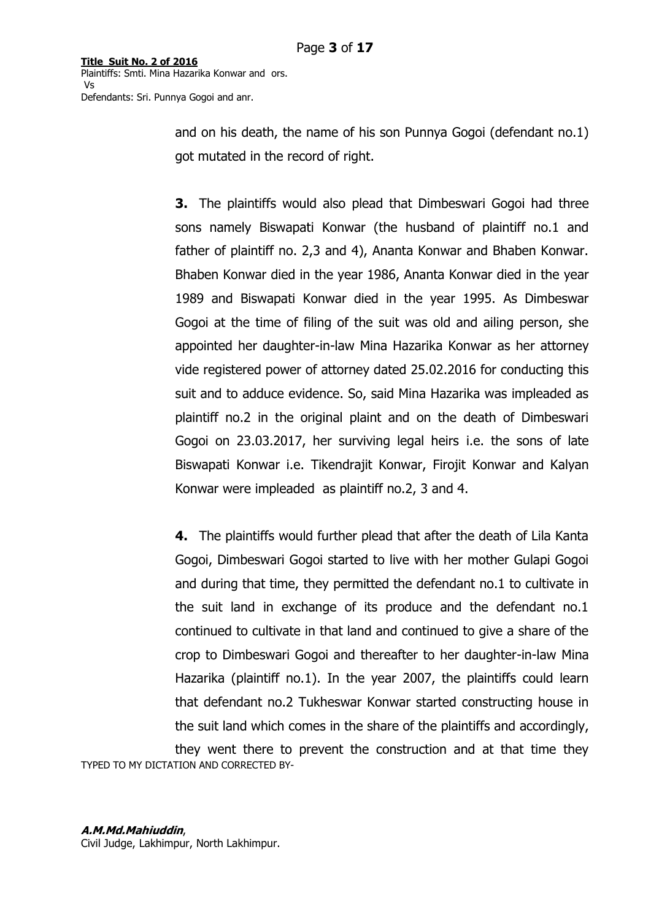and on his death, the name of his son Punnya Gogoi (defendant no.1) got mutated in the record of right.

**3.** The plaintiffs would also plead that Dimbeswari Gogoi had three sons namely Biswapati Konwar (the husband of plaintiff no.1 and father of plaintiff no. 2,3 and 4), Ananta Konwar and Bhaben Konwar. Bhaben Konwar died in the year 1986, Ananta Konwar died in the year 1989 and Biswapati Konwar died in the year 1995. As Dimbeswar Gogoi at the time of filing of the suit was old and ailing person, she appointed her daughter-in-law Mina Hazarika Konwar as her attorney vide registered power of attorney dated 25.02.2016 for conducting this suit and to adduce evidence. So, said Mina Hazarika was impleaded as plaintiff no.2 in the original plaint and on the death of Dimbeswari Gogoi on 23.03.2017, her surviving legal heirs i.e. the sons of late Biswapati Konwar i.e. Tikendrajit Konwar, Firojit Konwar and Kalyan Konwar were impleaded as plaintiff no.2, 3 and 4.

**4.** The plaintiffs would further plead that after the death of Lila Kanta Gogoi, Dimbeswari Gogoi started to live with her mother Gulapi Gogoi and during that time, they permitted the defendant no.1 to cultivate in the suit land in exchange of its produce and the defendant no.1 continued to cultivate in that land and continued to give a share of the crop to Dimbeswari Gogoi and thereafter to her daughter-in-law Mina Hazarika (plaintiff no.1). In the year 2007, the plaintiffs could learn that defendant no.2 Tukheswar Konwar started constructing house in the suit land which comes in the share of the plaintiffs and accordingly, they went there to prevent the construction and at that time they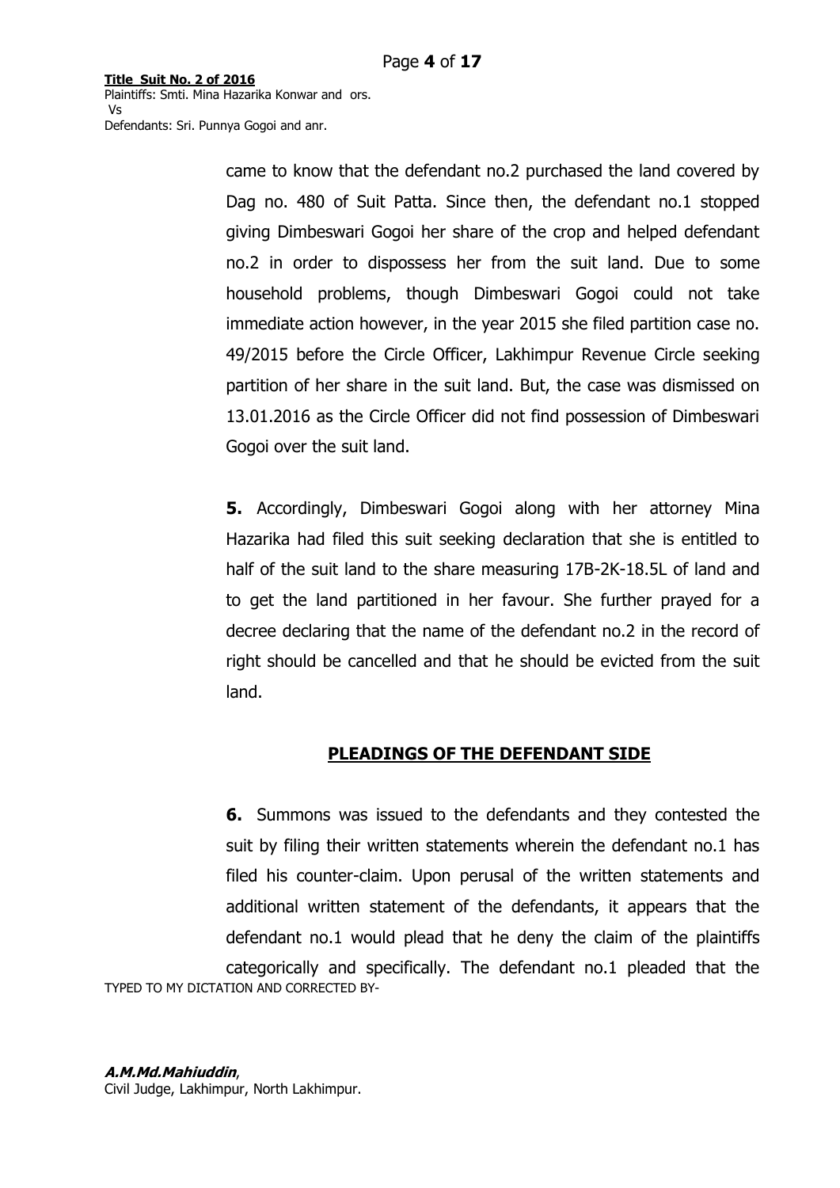came to know that the defendant no.2 purchased the land covered by Dag no. 480 of Suit Patta. Since then, the defendant no.1 stopped giving Dimbeswari Gogoi her share of the crop and helped defendant no.2 in order to dispossess her from the suit land. Due to some household problems, though Dimbeswari Gogoi could not take immediate action however, in the year 2015 she filed partition case no. 49/2015 before the Circle Officer, Lakhimpur Revenue Circle seeking partition of her share in the suit land. But, the case was dismissed on 13.01.2016 as the Circle Officer did not find possession of Dimbeswari Gogoi over the suit land.

**5.** Accordingly, Dimbeswari Gogoi along with her attorney Mina Hazarika had filed this suit seeking declaration that she is entitled to half of the suit land to the share measuring 17B-2K-18.5L of land and to get the land partitioned in her favour. She further prayed for a decree declaring that the name of the defendant no.2 in the record of right should be cancelled and that he should be evicted from the suit land.

## PLEADINGS OF THE DEFENDANT SIDE

**6.** Summons was issued to the defendants and they contested the suit by filing their written statements wherein the defendant no.1 has filed his counter-claim. Upon perusal of the written statements and additional written statement of the defendants, it appears that the defendant no.1 would plead that he deny the claim of the plaintiffs categorically and specifically. The defendant no.1 pleaded that the

TYPED TO MY DICTATION AND CORRECTED BY-

***A.M.Md.Mahiuddin***,
Civil Judge, Lakhimpur, North Lakhimpur.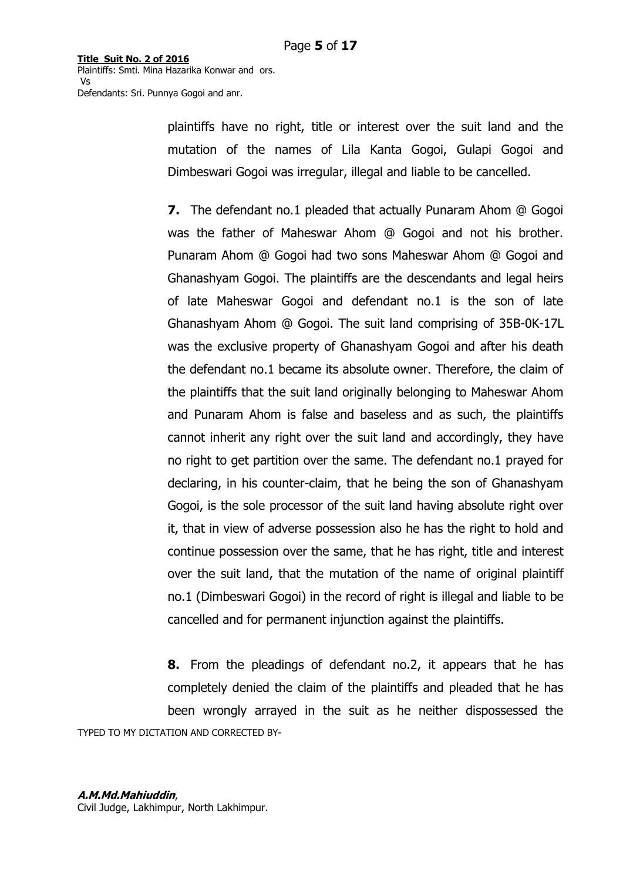plaintiffs have no right, title or interest over the suit land and the mutation of the names of Lila Kanta Gogoi, Gulapi Gogoi and Dimbeswari Gogoi was irregular, illegal and liable to be cancelled.

**7.** The defendant no.1 pleaded that actually Punaram Ahom @ Gogoi was the father of Maheswar Ahom @ Gogoi and not his brother. Punaram Ahom @ Gogoi had two sons Maheswar Ahom @ Gogoi and Ghanashyam Gogoi. The plaintiffs are the descendants and legal heirs of late Maheswar Gogoi and defendant no.1 is the son of late Ghanashyam Ahom @ Gogoi. The suit land comprising of 35B-0K-17L was the exclusive property of Ghanashyam Gogoi and after his death the defendant no.1 became its absolute owner. Therefore, the claim of the plaintiffs that the suit land originally belonging to Maheswar Ahom and Punaram Ahom is false and baseless and as such, the plaintiffs cannot inherit any right over the suit land and accordingly, they have no right to get partition over the same. The defendant no.1 prayed for declaring, in his counter-claim, that he being the son of Ghanashyam Gogoi, is the sole processor of the suit land having absolute right over it, that in view of adverse possession also he has the right to hold and continue possession over the same, that he has right, title and interest over the suit land, that the mutation of the name of original plaintiff no.1 (Dimbeswari Gogoi) in the record of right is illegal and liable to be cancelled and for permanent injunction against the plaintiffs.

**8.** From the pleadings of defendant no.2, it appears that he has completely denied the claim of the plaintiffs and pleaded that he has been wrongly arrayed in the suit as he neither dispossessed the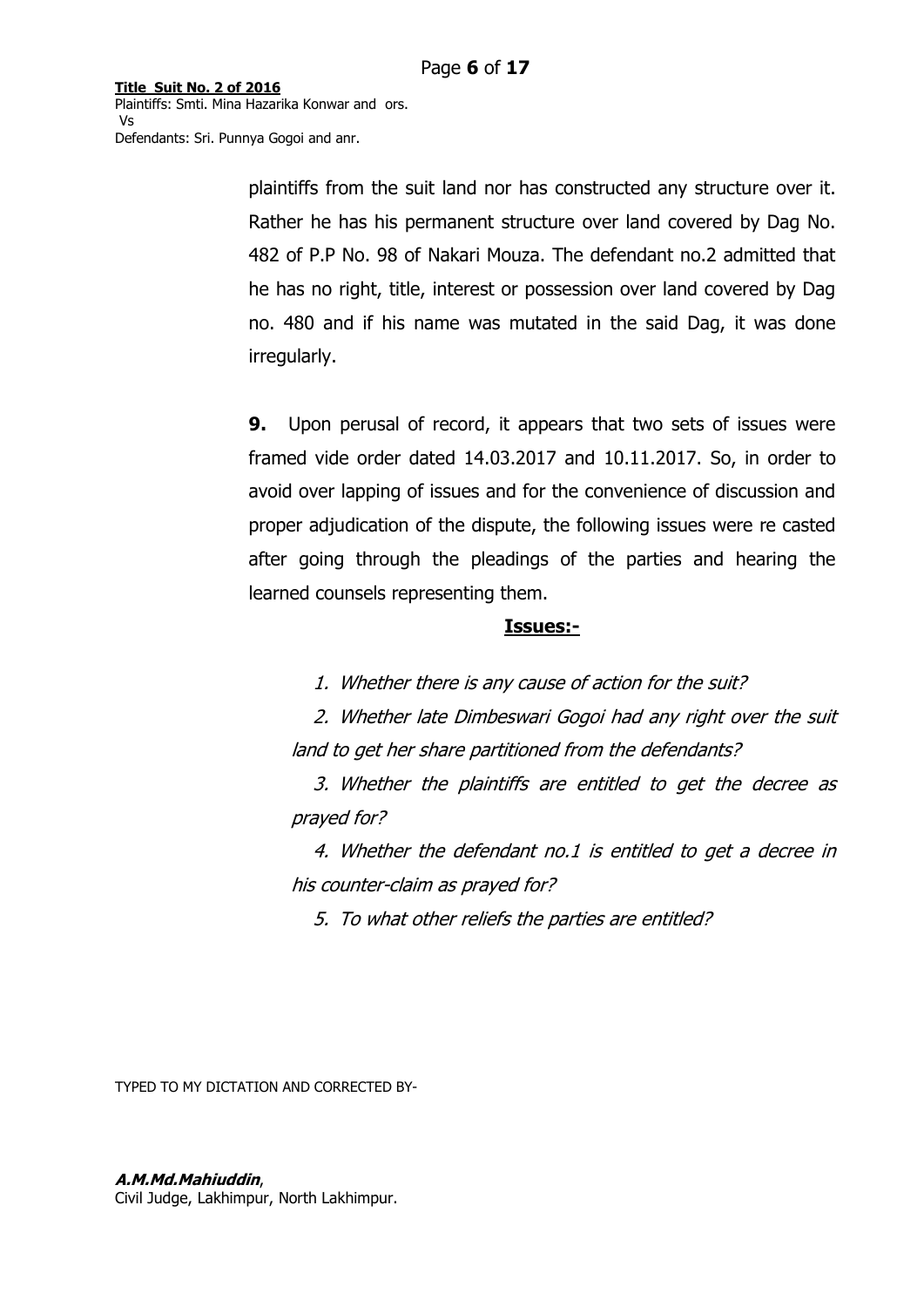plaintiffs from the suit land nor has constructed any structure over it. Rather he has his permanent structure over land covered by Dag No. 482 of P.P No. 98 of Nakari Mouza. The defendant no.2 admitted that he has no right, title, interest or possession over land covered by Dag no. 480 and if his name was mutated in the said Dag, it was done irregularly.

**9.** Upon perusal of record, it appears that two sets of issues were framed vide order dated 14.03.2017 and 10.11.2017. So, in order to avoid over lapping of issues and for the convenience of discussion and proper adjudication of the dispute, the following issues were re casted after going through the pleadings of the parties and hearing the learned counsels representing them.

**Issues:-**

1. *Whether there is any cause of action for the suit?*
2. *Whether late Dimbeswari Gogoi had any right over the suit land to get her share partitioned from the defendants?*
3. *Whether the plaintiffs are entitled to get the decree as prayed for?*
4. *Whether the defendant no.1 is entitled to get a decree in his counter-claim as prayed for?*
5. *To what other reliefs the parties are entitled?*

TYPED TO MY DICTATION AND CORRECTED BY-

***A.M.Md.Mahiuddin***,
Civil Judge, Lakhimpur, North Lakhimpur.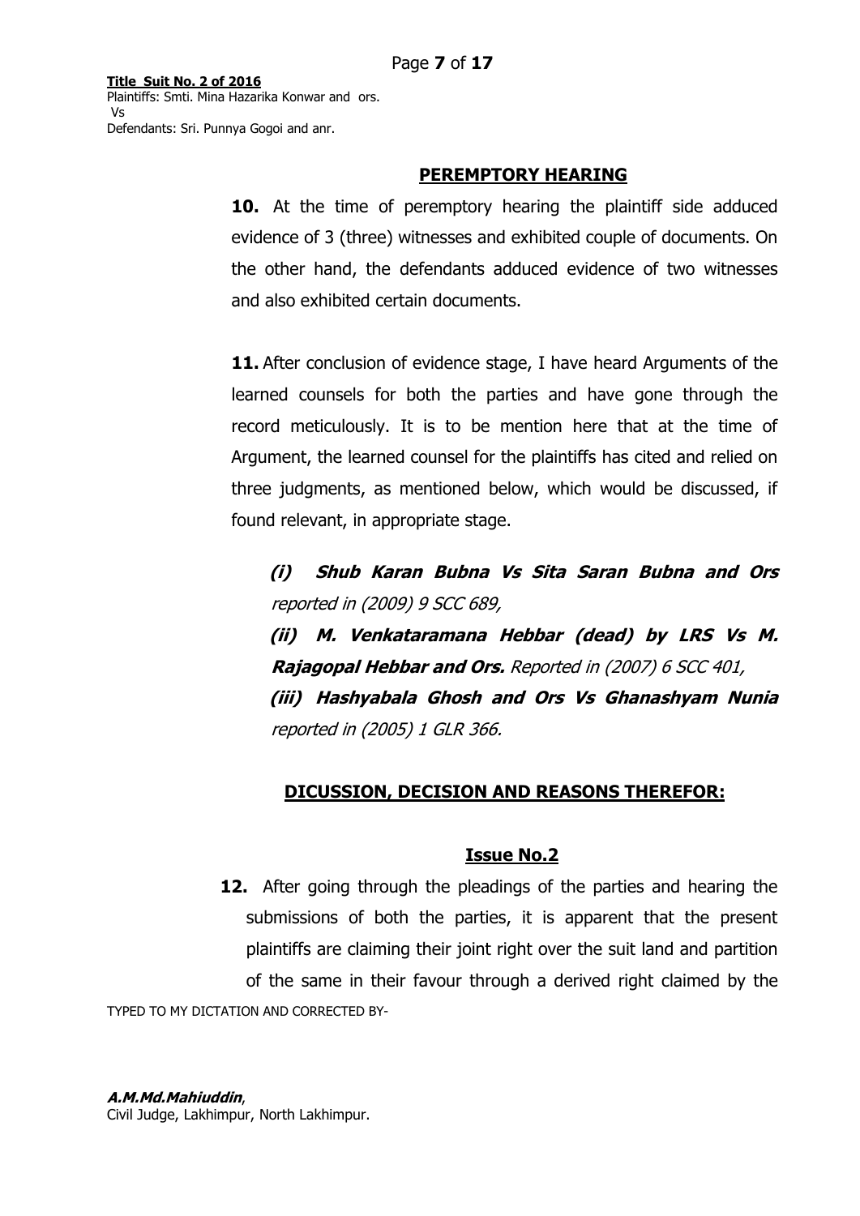## PEREMPTORY HEARING

**10.** At the time of peremptory hearing the plaintiff side adduced evidence of 3 (three) witnesses and exhibited couple of documents. On the other hand, the defendants adduced evidence of two witnesses and also exhibited certain documents.

**11.** After conclusion of evidence stage, I have heard Arguments of the learned counsels for both the parties and have gone through the record meticulously. It is to be mention here that at the time of Argument, the learned counsel for the plaintiffs has cited and relied on three judgments, as mentioned below, which would be discussed, if found relevant, in appropriate stage.

***(i) Shub Karan Bubna Vs Sita Saran Bubna and Ors*** *reported in (2009) 9 SCC 689,*

***(ii) M. Venkataramana Hebbar (dead) by LRS Vs M. Rajagopal Hebbar and Ors.*** *Reported in (2007) 6 SCC 401,*

***(iii) Hashyabala Ghosh and Ors Vs Ghanashyam Nunia*** *reported in (2005) 1 GLR 366.*

## DICUSSION, DECISION AND REASONS THEREFOR:

### Issue No.2

**12.** After going through the pleadings of the parties and hearing the submissions of both the parties, it is apparent that the present plaintiffs are claiming their joint right over the suit land and partition of the same in their favour through a derived right claimed by the

TYPED TO MY DICTATION AND CORRECTED BY-

***A.M.Md.Mahiuddin***,
Civil Judge, Lakhimpur, North Lakhimpur.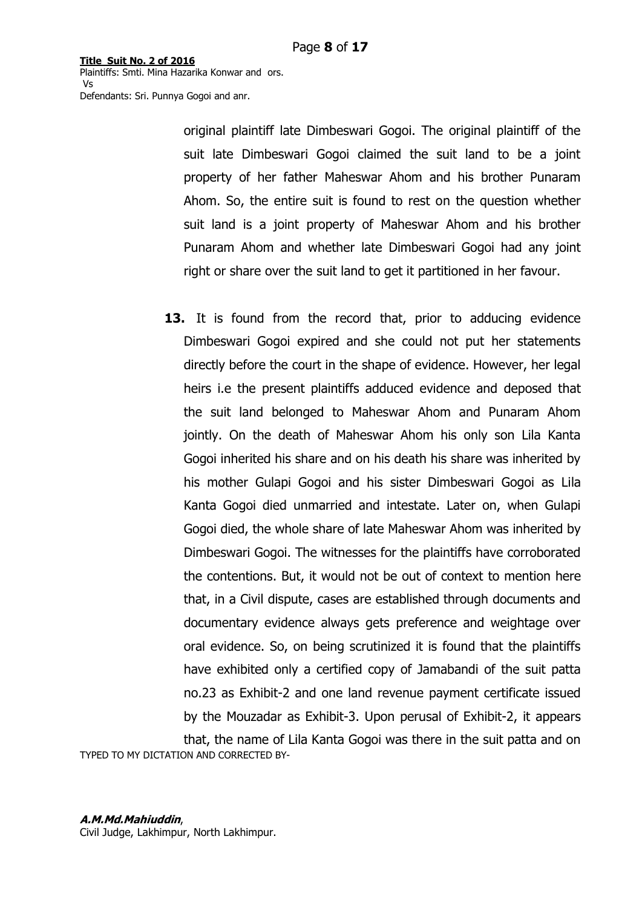original plaintiff late Dimbeswari Gogoi. The original plaintiff of the suit late Dimbeswari Gogoi claimed the suit land to be a joint property of her father Maheswar Ahom and his brother Punaram Ahom. So, the entire suit is found to rest on the question whether suit land is a joint property of Maheswar Ahom and his brother Punaram Ahom and whether late Dimbeswari Gogoi had any joint right or share over the suit land to get it partitioned in her favour.

**13.** It is found from the record that, prior to adducing evidence Dimbeswari Gogoi expired and she could not put her statements directly before the court in the shape of evidence. However, her legal heirs i.e the present plaintiffs adduced evidence and deposed that the suit land belonged to Maheswar Ahom and Punaram Ahom jointly. On the death of Maheswar Ahom his only son Lila Kanta Gogoi inherited his share and on his death his share was inherited by his mother Gulapi Gogoi and his sister Dimbeswari Gogoi as Lila Kanta Gogoi died unmarried and intestate. Later on, when Gulapi Gogoi died, the whole share of late Maheswar Ahom was inherited by Dimbeswari Gogoi. The witnesses for the plaintiffs have corroborated the contentions. But, it would not be out of context to mention here that, in a Civil dispute, cases are established through documents and documentary evidence always gets preference and weightage over oral evidence. So, on being scrutinized it is found that the plaintiffs have exhibited only a certified copy of Jamabandi of the suit patta no.23 as Exhibit-2 and one land revenue payment certificate issued by the Mouzadar as Exhibit-3. Upon perusal of Exhibit-2, it appears that, the name of Lila Kanta Gogoi was there in the suit patta and on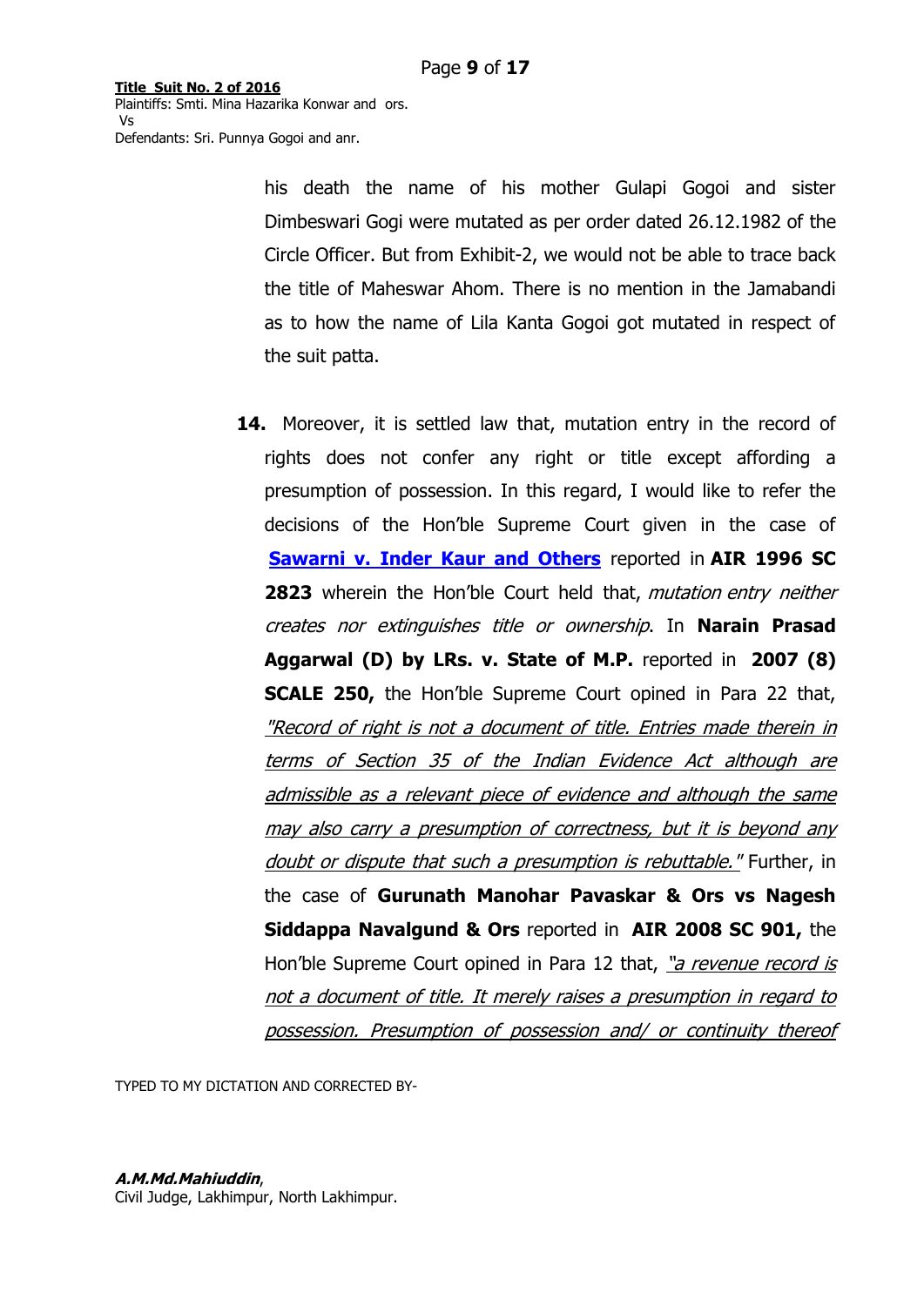his death the name of his mother Gulapi Gogoi and sister Dimbeswari Gogi were mutated as per order dated 26.12.1982 of the Circle Officer. But from Exhibit-2, we would not be able to trace back the title of Maheswar Ahom. There is no mention in the Jamabandi as to how the name of Lila Kanta Gogoi got mutated in respect of the suit patta.

**14.** Moreover, it is settled law that, mutation entry in the record of rights does not confer any right or title except affording a presumption of possession. In this regard, I would like to refer the decisions of the Hon'ble Supreme Court given in the case of **Sawarni v. Inder Kaur and Others** reported in **AIR 1996 SC 2823** wherein the Hon'ble Court held that, *mutation entry neither creates nor extinguishes title or ownership*. In **Narain Prasad Aggarwal (D) by LRs. v. State of M.P.** reported in **2007 (8) SCALE 250,** the Hon'ble Supreme Court opined in Para 22 that, *"Record of right is not a document of title. Entries made therein in terms of Section 35 of the Indian Evidence Act although are admissible as a relevant piece of evidence and although the same may also carry a presumption of correctness, but it is beyond any doubt or dispute that such a presumption is rebuttable."* Further, in the case of **Gurunath Manohar Pavaskar & Ors vs Nagesh Siddappa Navalgund & Ors** reported in **AIR 2008 SC 901,** the Hon'ble Supreme Court opined in Para 12 that, *"a revenue record is not a document of title. It merely raises a presumption in regard to possession. Presumption of possession and/ or continuity thereof*

TYPED TO MY DICTATION AND CORRECTED BY-

***A.M.Md.Mahiuddin***,
Civil Judge, Lakhimpur, North Lakhimpur.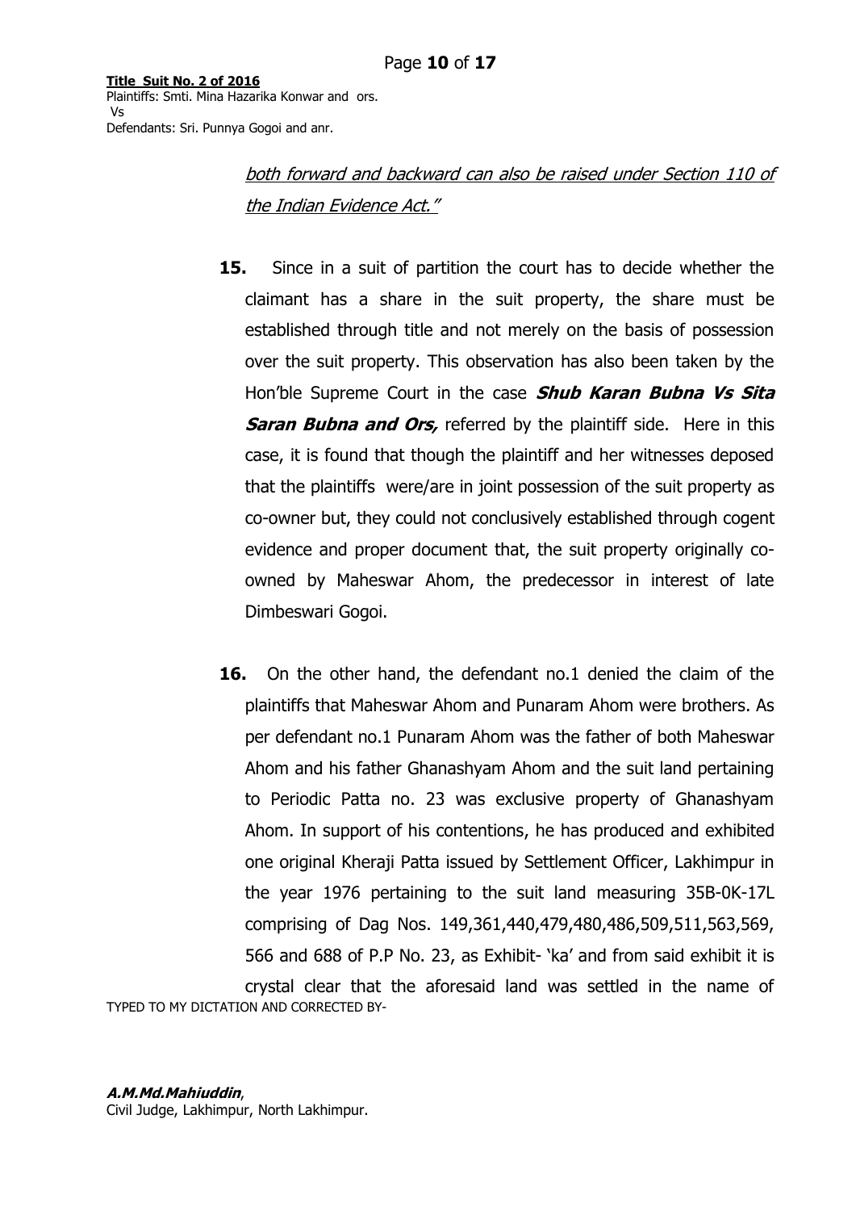*both forward and backward can also be raised under Section 110 of the Indian Evidence Act."*

**15.** Since in a suit of partition the court has to decide whether the claimant has a share in the suit property, the share must be established through title and not merely on the basis of possession over the suit property. This observation has also been taken by the Hon'ble Supreme Court in the case ***Shub Karan Bubna Vs Sita Saran Bubna and Ors,*** referred by the plaintiff side. Here in this case, it is found that though the plaintiff and her witnesses deposed that the plaintiffs were/are in joint possession of the suit property as co-owner but, they could not conclusively established through cogent evidence and proper document that, the suit property originally co-owned by Maheswar Ahom, the predecessor in interest of late Dimbeswari Gogoi.

**16.** On the other hand, the defendant no.1 denied the claim of the plaintiffs that Maheswar Ahom and Punaram Ahom were brothers. As per defendant no.1 Punaram Ahom was the father of both Maheswar Ahom and his father Ghanashyam Ahom and the suit land pertaining to Periodic Patta no. 23 was exclusive property of Ghanashyam Ahom. In support of his contentions, he has produced and exhibited one original Kheraji Patta issued by Settlement Officer, Lakhimpur in the year 1976 pertaining to the suit land measuring 35B-0K-17L comprising of Dag Nos. 149,361,440,479,480,486,509,511,563,569, 566 and 688 of P.P No. 23, as Exhibit- 'ka' and from said exhibit it is crystal clear that the aforesaid land was settled in the name of

TYPED TO MY DICTATION AND CORRECTED BY-

***A.M.Md.Mahiuddin***,
Civil Judge, Lakhimpur, North Lakhimpur.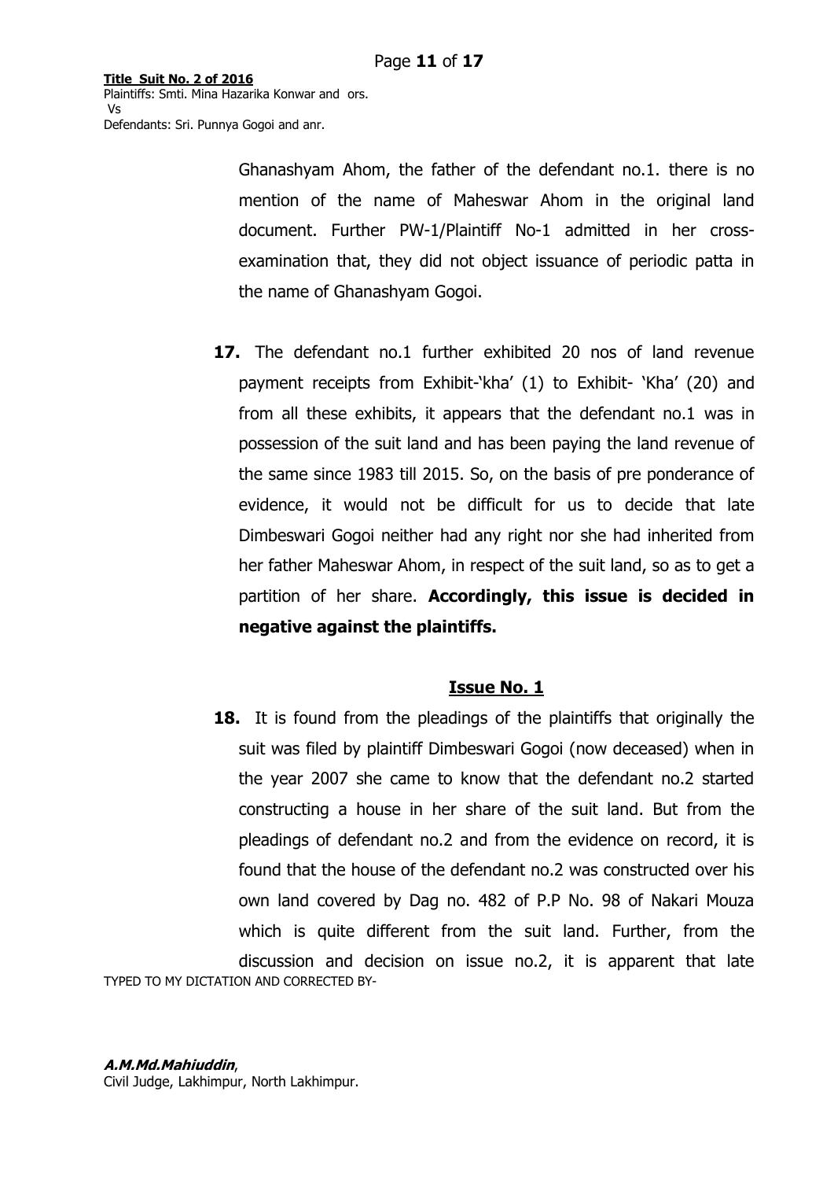Ghanashyam Ahom, the father of the defendant no.1. there is no mention of the name of Maheswar Ahom in the original land document. Further PW-1/Plaintiff No-1 admitted in her cross-examination that, they did not object issuance of periodic patta in the name of Ghanashyam Gogoi.

**17.** The defendant no.1 further exhibited 20 nos of land revenue payment receipts from Exhibit-'kha' (1) to Exhibit- 'Kha' (20) and from all these exhibits, it appears that the defendant no.1 was in possession of the suit land and has been paying the land revenue of the same since 1983 till 2015. So, on the basis of pre ponderance of evidence, it would not be difficult for us to decide that late Dimbeswari Gogoi neither had any right nor she had inherited from her father Maheswar Ahom, in respect of the suit land, so as to get a partition of her share. **Accordingly, this issue is decided in negative against the plaintiffs.**

## Issue No. 1

**18.** It is found from the pleadings of the plaintiffs that originally the suit was filed by plaintiff Dimbeswari Gogoi (now deceased) when in the year 2007 she came to know that the defendant no.2 started constructing a house in her share of the suit land. But from the pleadings of defendant no.2 and from the evidence on record, it is found that the house of the defendant no.2 was constructed over his own land covered by Dag no. 482 of P.P No. 98 of Nakari Mouza which is quite different from the suit land. Further, from the discussion and decision on issue no.2, it is apparent that late

TYPED TO MY DICTATION AND CORRECTED BY-

***A.M.Md.Mahiuddin***,
Civil Judge, Lakhimpur, North Lakhimpur.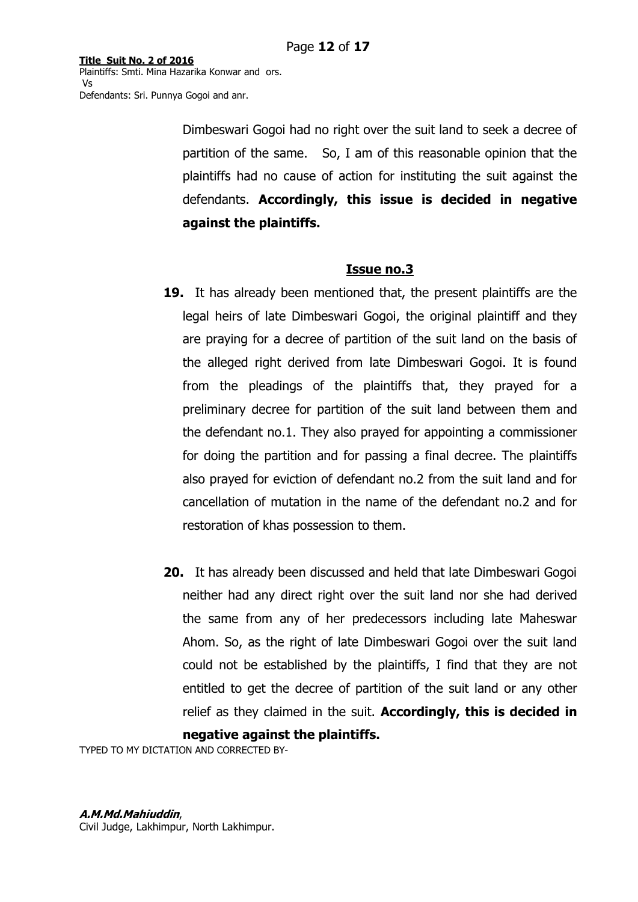Dimbeswari Gogoi had no right over the suit land to seek a decree of partition of the same. So, I am of this reasonable opinion that the plaintiffs had no cause of action for instituting the suit against the defendants. **Accordingly, this issue is decided in negative against the plaintiffs.**

## Issue no.3

**19.** It has already been mentioned that, the present plaintiffs are the legal heirs of late Dimbeswari Gogoi, the original plaintiff and they are praying for a decree of partition of the suit land on the basis of the alleged right derived from late Dimbeswari Gogoi. It is found from the pleadings of the plaintiffs that, they prayed for a preliminary decree for partition of the suit land between them and the defendant no.1. They also prayed for appointing a commissioner for doing the partition and for passing a final decree. The plaintiffs also prayed for eviction of defendant no.2 from the suit land and for cancellation of mutation in the name of the defendant no.2 and for restoration of khas possession to them.

**20.** It has already been discussed and held that late Dimbeswari Gogoi neither had any direct right over the suit land nor she had derived the same from any of her predecessors including late Maheswar Ahom. So, as the right of late Dimbeswari Gogoi over the suit land could not be established by the plaintiffs, I find that they are not entitled to get the decree of partition of the suit land or any other relief as they claimed in the suit. **Accordingly, this is decided in negative against the plaintiffs.**

TYPED TO MY DICTATION AND CORRECTED BY-

***A.M.Md.Mahiuddin***,
Civil Judge, Lakhimpur, North Lakhimpur.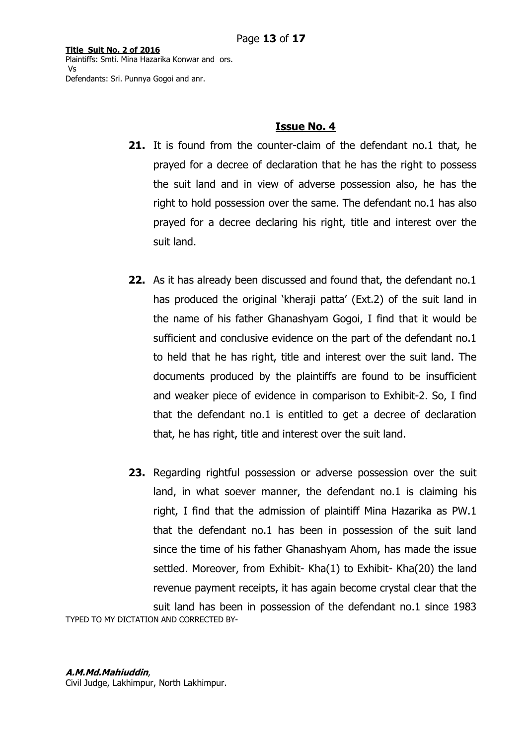## Issue No. 4

**21.** It is found from the counter-claim of the defendant no.1 that, he prayed for a decree of declaration that he has the right to possess the suit land and in view of adverse possession also, he has the right to hold possession over the same. The defendant no.1 has also prayed for a decree declaring his right, title and interest over the suit land.

**22.** As it has already been discussed and found that, the defendant no.1 has produced the original 'kheraji patta' (Ext.2) of the suit land in the name of his father Ghanashyam Gogoi, I find that it would be sufficient and conclusive evidence on the part of the defendant no.1 to held that he has right, title and interest over the suit land. The documents produced by the plaintiffs are found to be insufficient and weaker piece of evidence in comparison to Exhibit-2. So, I find that the defendant no.1 is entitled to get a decree of declaration that, he has right, title and interest over the suit land.

**23.** Regarding rightful possession or adverse possession over the suit land, in what soever manner, the defendant no.1 is claiming his right, I find that the admission of plaintiff Mina Hazarika as PW.1 that the defendant no.1 has been in possession of the suit land since the time of his father Ghanashyam Ahom, has made the issue settled. Moreover, from Exhibit- Kha(1) to Exhibit- Kha(20) the land revenue payment receipts, it has again become crystal clear that the suit land has been in possession of the defendant no.1 since 1983

TYPED TO MY DICTATION AND CORRECTED BY-

***A.M.Md.Mahiuddin***,
Civil Judge, Lakhimpur, North Lakhimpur.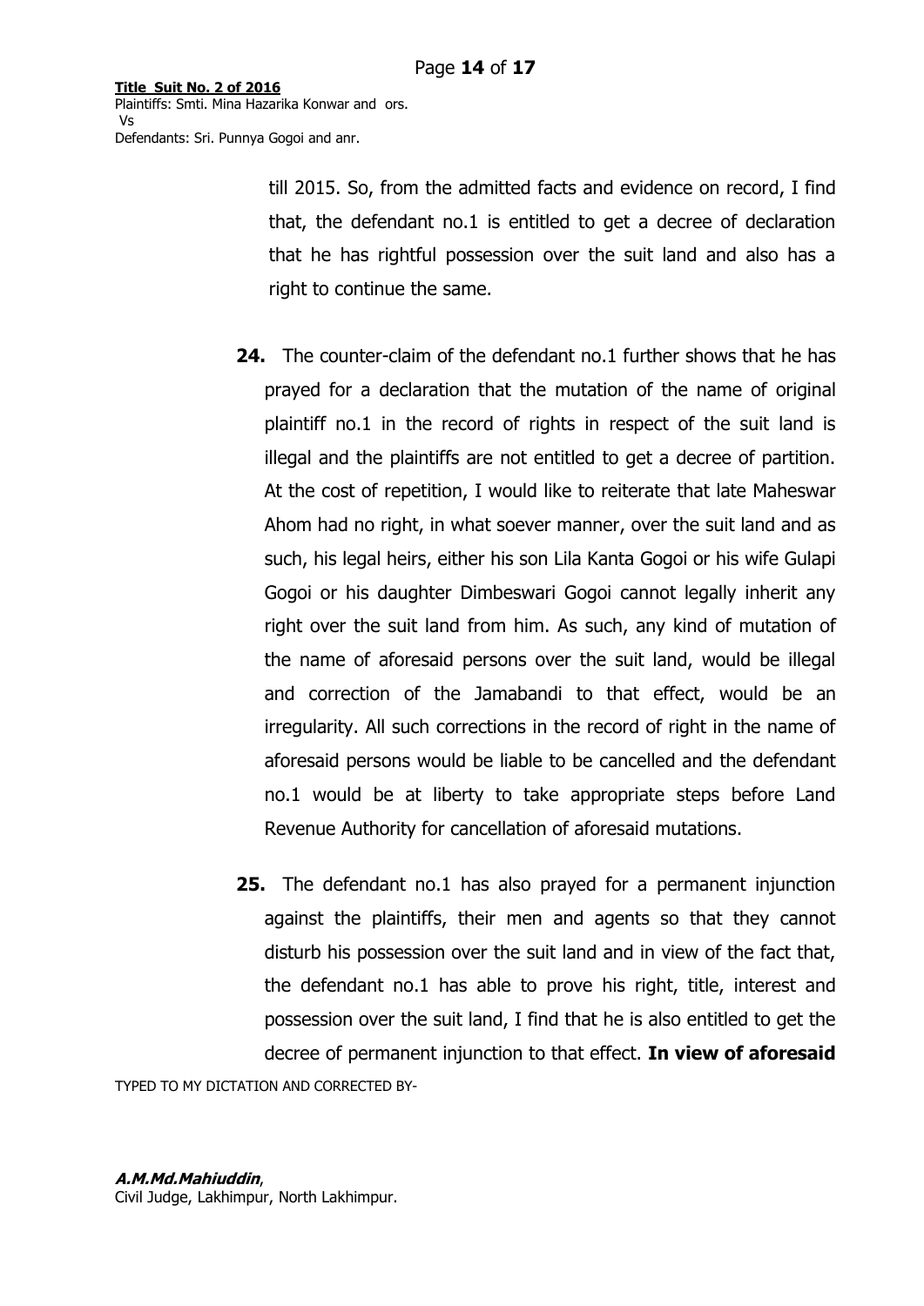till 2015. So, from the admitted facts and evidence on record, I find that, the defendant no.1 is entitled to get a decree of declaration that he has rightful possession over the suit land and also has a right to continue the same.

**24.** The counter-claim of the defendant no.1 further shows that he has prayed for a declaration that the mutation of the name of original plaintiff no.1 in the record of rights in respect of the suit land is illegal and the plaintiffs are not entitled to get a decree of partition. At the cost of repetition, I would like to reiterate that late Maheswar Ahom had no right, in what soever manner, over the suit land and as such, his legal heirs, either his son Lila Kanta Gogoi or his wife Gulapi Gogoi or his daughter Dimbeswari Gogoi cannot legally inherit any right over the suit land from him. As such, any kind of mutation of the name of aforesaid persons over the suit land, would be illegal and correction of the Jamabandi to that effect, would be an irregularity. All such corrections in the record of right in the name of aforesaid persons would be liable to be cancelled and the defendant no.1 would be at liberty to take appropriate steps before Land Revenue Authority for cancellation of aforesaid mutations.

**25.** The defendant no.1 has also prayed for a permanent injunction against the plaintiffs, their men and agents so that they cannot disturb his possession over the suit land and in view of the fact that, the defendant no.1 has able to prove his right, title, interest and possession over the suit land, I find that he is also entitled to get the decree of permanent injunction to that effect. **In view of aforesaid**

TYPED TO MY DICTATION AND CORRECTED BY-

***A.M.Md.Mahiuddin***,
Civil Judge, Lakhimpur, North Lakhimpur.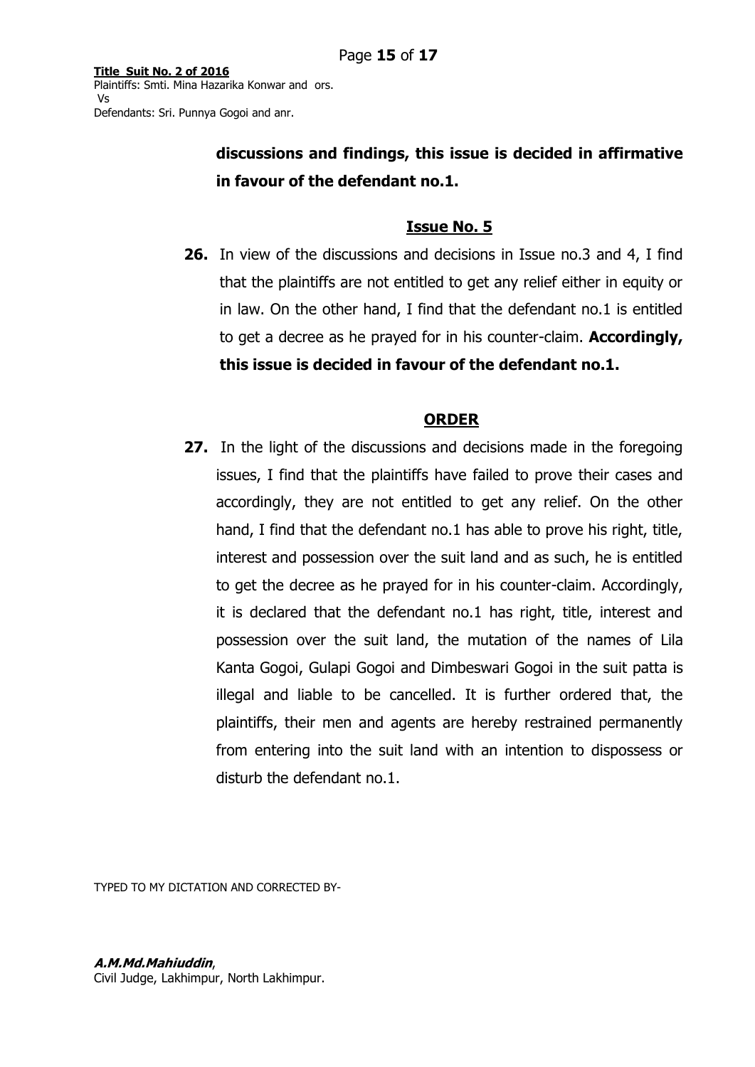**discussions and findings, this issue is decided in affirmative in favour of the defendant no.1.**

## Issue No. 5

**26.** In view of the discussions and decisions in Issue no.3 and 4, I find that the plaintiffs are not entitled to get any relief either in equity or in law. On the other hand, I find that the defendant no.1 is entitled to get a decree as he prayed for in his counter-claim. **Accordingly, this issue is decided in favour of the defendant no.1.**

## ORDER

**27.** In the light of the discussions and decisions made in the foregoing issues, I find that the plaintiffs have failed to prove their cases and accordingly, they are not entitled to get any relief. On the other hand, I find that the defendant no.1 has able to prove his right, title, interest and possession over the suit land and as such, he is entitled to get the decree as he prayed for in his counter-claim. Accordingly, it is declared that the defendant no.1 has right, title, interest and possession over the suit land, the mutation of the names of Lila Kanta Gogoi, Gulapi Gogoi and Dimbeswari Gogoi in the suit patta is illegal and liable to be cancelled. It is further ordered that, the plaintiffs, their men and agents are hereby restrained permanently from entering into the suit land with an intention to dispossess or disturb the defendant no.1.

TYPED TO MY DICTATION AND CORRECTED BY-

***A.M.Md.Mahiuddin***,
Civil Judge, Lakhimpur, North Lakhimpur.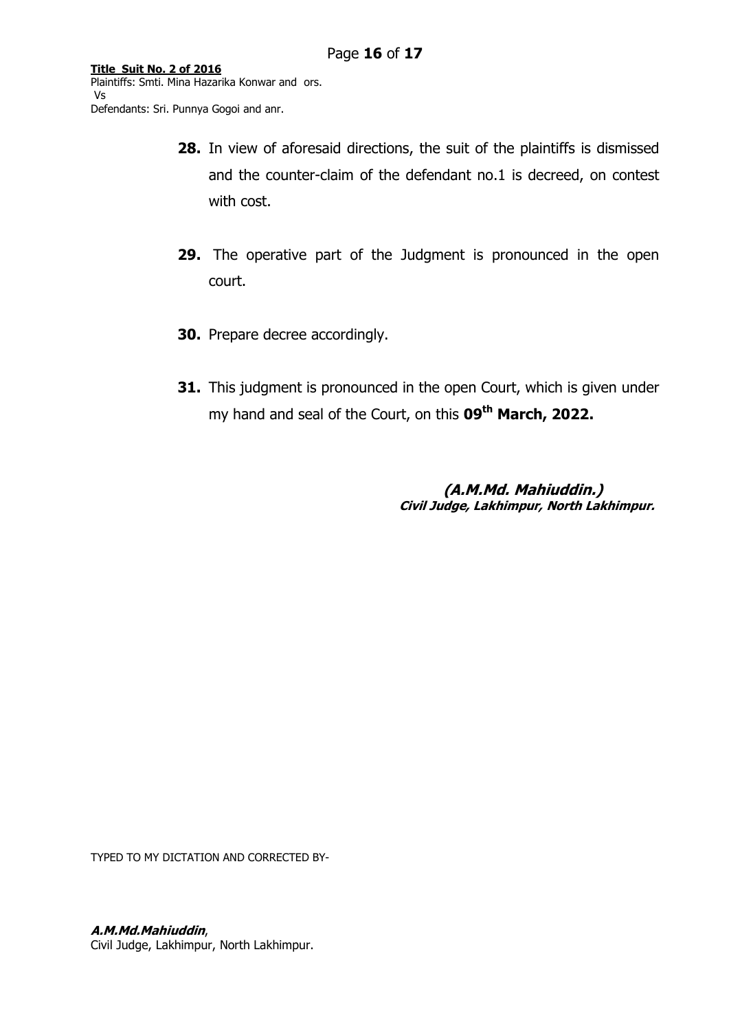**28.** In view of aforesaid directions, the suit of the plaintiffs is dismissed and the counter-claim of the defendant no.1 is decreed, on contest with cost.

**29.** The operative part of the Judgment is pronounced in the open court.

**30.** Prepare decree accordingly.

**31.** This judgment is pronounced in the open Court, which is given under my hand and seal of the Court, on this **09th March, 2022.**

***(A.M.Md. Mahiuddin.)***
***Civil Judge, Lakhimpur, North Lakhimpur.***

TYPED TO MY DICTATION AND CORRECTED BY-

***A.M.Md.Mahiuddin***,
Civil Judge, Lakhimpur, North Lakhimpur.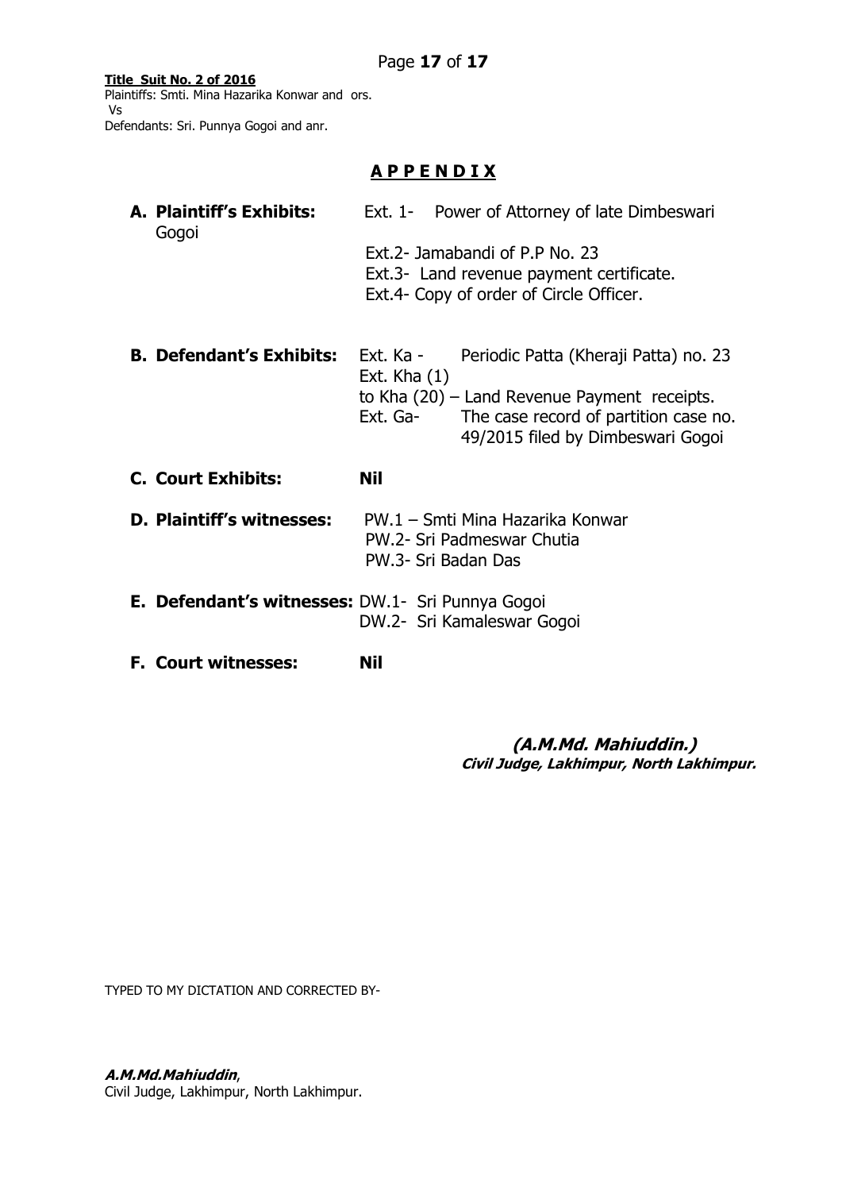**Title Suit No. 2 of 2016**
Plaintiffs: Smti. Mina Hazarika Konwar and ors.
Vs
Defendants: Sri. Punnya Gogoi and anr.

## A P P E N D I X

**A. Plaintiff's Exhibits:**
Ext. 1- Power of Attorney of late Dimbeswari Gogoi
Ext.2- Jamabandi of P.P No. 23
Ext.3- Land revenue payment certificate.
Ext.4- Copy of order of Circle Officer.

**B. Defendant's Exhibits:**
Ext. Ka - Periodic Patta (Kheraji Patta) no. 23
Ext. Kha (1) to Kha (20) – Land Revenue Payment receipts.
Ext. Ga- The case record of partition case no. 49/2015 filed by Dimbeswari Gogoi

**C. Court Exhibits:** **Nil**

**D. Plaintiff's witnesses:**
PW.1 – Smti Mina Hazarika Konwar
PW.2- Sri Padmeswar Chutia
PW.3- Sri Badan Das

**E. Defendant's witnesses:**
DW.1- Sri Punnya Gogoi
DW.2- Sri Kamaleswar Gogoi

**F. Court witnesses:** **Nil**

***(A.M.Md. Mahiuddin.)***
***Civil Judge, Lakhimpur, North Lakhimpur.***

TYPED TO MY DICTATION AND CORRECTED BY-

***A.M.Md.Mahiuddin***,
Civil Judge, Lakhimpur, North Lakhimpur.